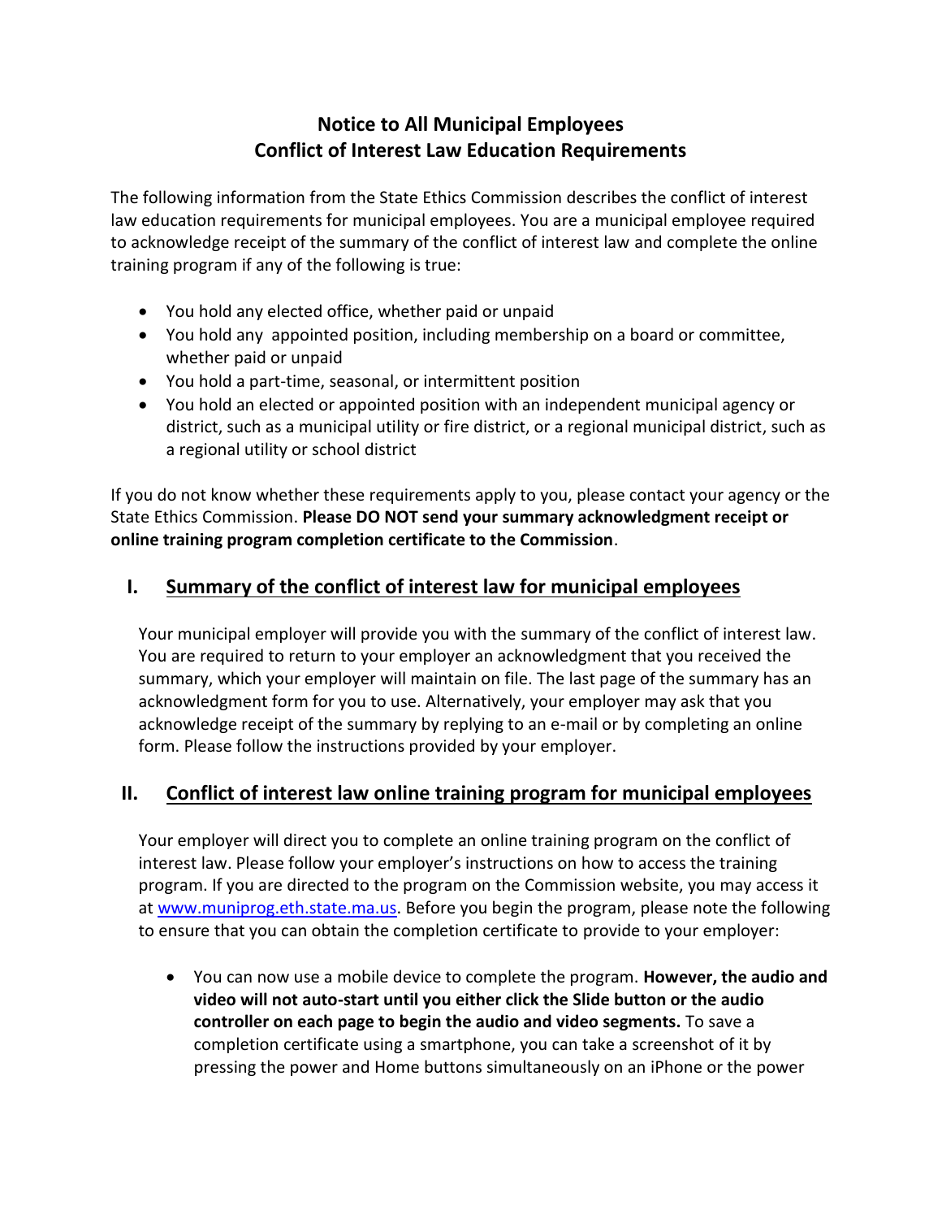# Notice to All Municipal Employees
# Conflict of Interest Law Education Requirements

The following information from the State Ethics Commission describes the conflict of interest law education requirements for municipal employees. You are a municipal employee required to acknowledge receipt of the summary of the conflict of interest law and complete the online training program if any of the following is true:

- You hold any elected office, whether paid or unpaid
- You hold any appointed position, including membership on a board or committee, whether paid or unpaid
- You hold a part-time, seasonal, or intermittent position
- You hold an elected or appointed position with an independent municipal agency or district, such as a municipal utility or fire district, or a regional municipal district, such as a regional utility or school district

If you do not know whether these requirements apply to you, please contact your agency or the State Ethics Commission. **Please DO NOT send your summary acknowledgment receipt or online training program completion certificate to the Commission**.

## I. Summary of the conflict of interest law for municipal employees

Your municipal employer will provide you with the summary of the conflict of interest law. You are required to return to your employer an acknowledgment that you received the summary, which your employer will maintain on file. The last page of the summary has an acknowledgment form for you to use. Alternatively, your employer may ask that you acknowledge receipt of the summary by replying to an e-mail or by completing an online form. Please follow the instructions provided by your employer.

## II. Conflict of interest law online training program for municipal employees

Your employer will direct you to complete an online training program on the conflict of interest law. Please follow your employer's instructions on how to access the training program. If you are directed to the program on the Commission website, you may access it at www.muniprog.eth.state.ma.us. Before you begin the program, please note the following to ensure that you can obtain the completion certificate to provide to your employer:

- You can now use a mobile device to complete the program. **However, the audio and video will not auto-start until you either click the Slide button or the audio controller on each page to begin the audio and video segments.** To save a completion certificate using a smartphone, you can take a screenshot of it by pressing the power and Home buttons simultaneously on an iPhone or the power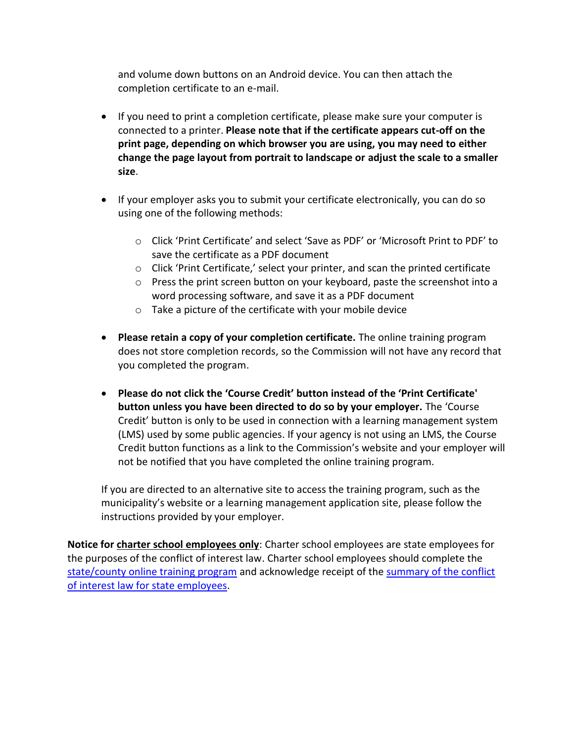and volume down buttons on an Android device. You can then attach the completion certificate to an e-mail.

- If you need to print a completion certificate, please make sure your computer is connected to a printer. **Please note that if the certificate appears cut-off on the print page, depending on which browser you are using, you may need to either change the page layout from portrait to landscape or adjust the scale to a smaller size**.

- If your employer asks you to submit your certificate electronically, you can do so using one of the following methods:

  - Click 'Print Certificate' and select 'Save as PDF' or 'Microsoft Print to PDF' to save the certificate as a PDF document
  - Click 'Print Certificate,' select your printer, and scan the printed certificate
  - Press the print screen button on your keyboard, paste the screenshot into a word processing software, and save it as a PDF document
  - Take a picture of the certificate with your mobile device

- **Please retain a copy of your completion certificate.** The online training program does not store completion records, so the Commission will not have any record that you completed the program.

- **Please do not click the 'Course Credit' button instead of the 'Print Certificate' button unless you have been directed to do so by your employer.** The 'Course Credit' button is only to be used in connection with a learning management system (LMS) used by some public agencies. If your agency is not using an LMS, the Course Credit button functions as a link to the Commission's website and your employer will not be notified that you have completed the online training program.

If you are directed to an alternative site to access the training program, such as the municipality's website or a learning management application site, please follow the instructions provided by your employer.

**Notice for charter school employees only**: Charter school employees are state employees for the purposes of the conflict of interest law. Charter school employees should complete the state/county online training program and acknowledge receipt of the summary of the conflict of interest law for state employees.